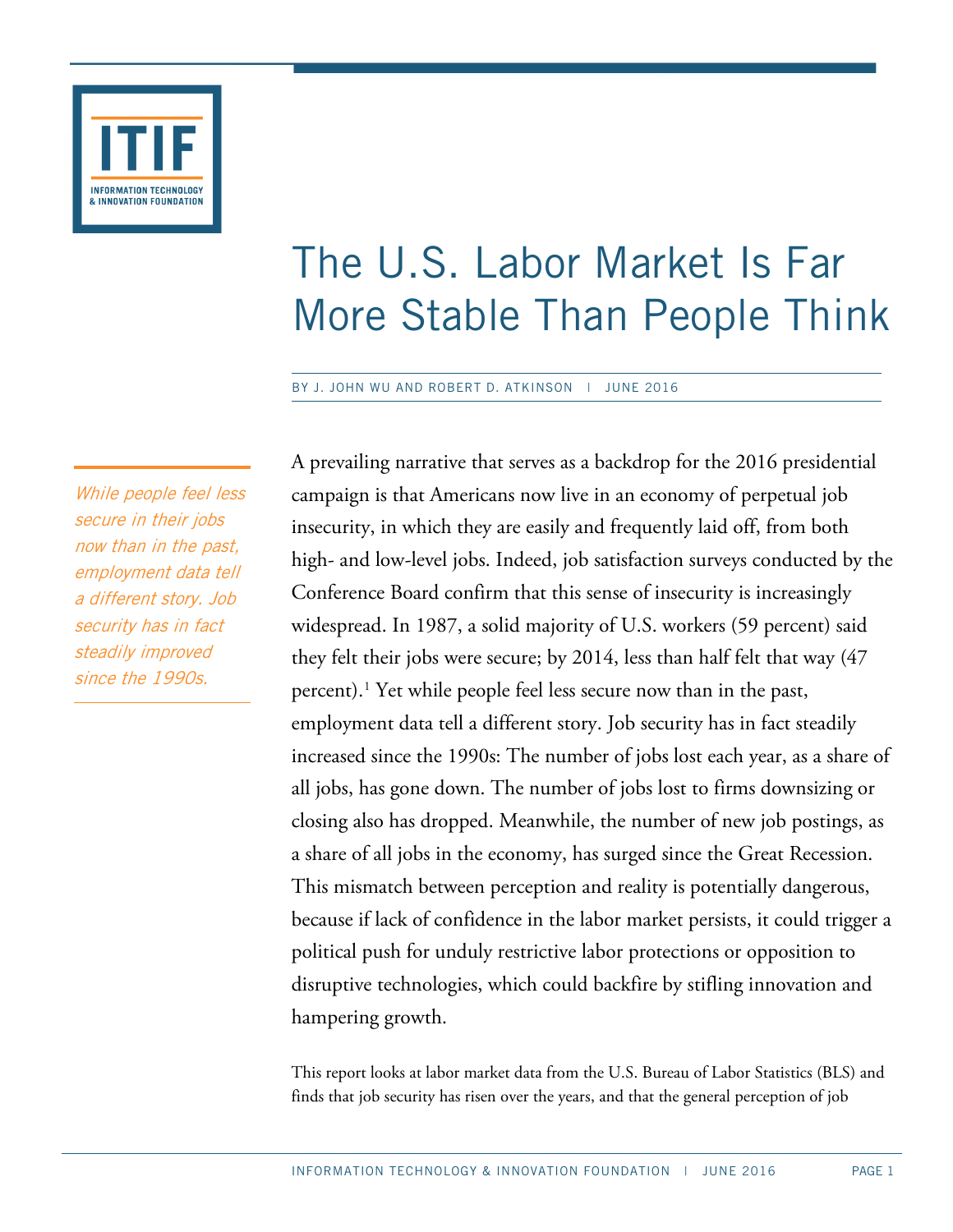# The U.S. Labor Market Is Far More Stable Than People Think

BY J. JOHN WU AND ROBERT D. ATKINSON | JUNE 2016

*While people feel less secure in their jobs now than in the past, employment data tell a different story. Job security has in fact steadily improved since the 1990s.*

A prevailing narrative that serves as a backdrop for the 2016 presidential campaign is that Americans now live in an economy of perpetual job insecurity, in which they are easily and frequently laid off, from both high- and low-level jobs. Indeed, job satisfaction surveys conducted by the Conference Board confirm that this sense of insecurity is increasingly widespread. In 1987, a solid majority of U.S. workers (59 percent) said they felt their jobs were secure; by 2014, less than half felt that way (47 percent).[1] Yet while people feel less secure now than in the past, employment data tell a different story. Job security has in fact steadily increased since the 1990s: The number of jobs lost each year, as a share of all jobs, has gone down. The number of jobs lost to firms downsizing or closing also has dropped. Meanwhile, the number of new job postings, as a share of all jobs in the economy, has surged since the Great Recession. This mismatch between perception and reality is potentially dangerous, because if lack of confidence in the labor market persists, it could trigger a political push for unduly restrictive labor protections or opposition to disruptive technologies, which could backfire by stifling innovation and hampering growth.

This report looks at labor market data from the U.S. Bureau of Labor Statistics (BLS) and finds that job security has risen over the years, and that the general perception of job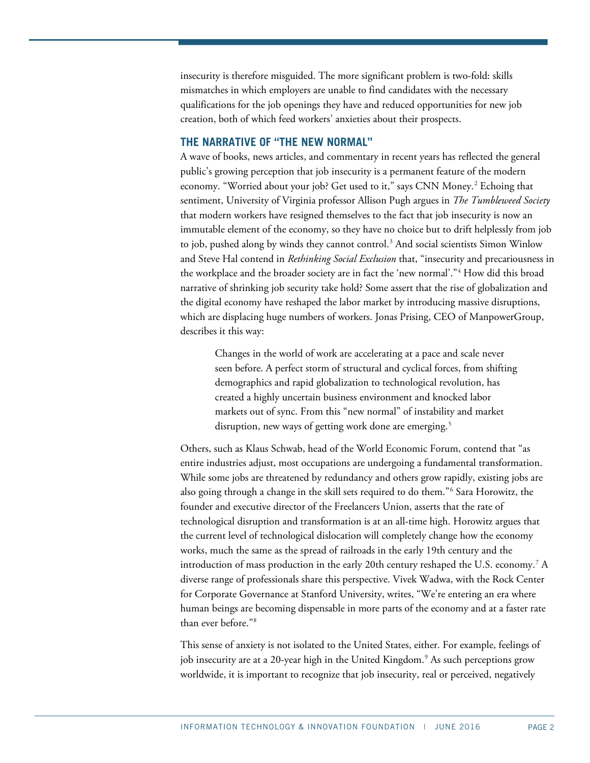insecurity is therefore misguided. The more significant problem is two-fold: skills mismatches in which employers are unable to find candidates with the necessary qualifications for the job openings they have and reduced opportunities for new job creation, both of which feed workers' anxieties about their prospects.

## THE NARRATIVE OF "THE NEW NORMAL"

A wave of books, news articles, and commentary in recent years has reflected the general public's growing perception that job insecurity is a permanent feature of the modern economy. "Worried about your job? Get used to it," says CNN Money.[2] Echoing that sentiment, University of Virginia professor Allison Pugh argues in *The Tumbleweed Society* that modern workers have resigned themselves to the fact that job insecurity is now an immutable element of the economy, so they have no choice but to drift helplessly from job to job, pushed along by winds they cannot control.[3] And social scientists Simon Winlow and Steve Hal contend in *Rethinking Social Exclusion* that, "insecurity and precariousness in the workplace and the broader society are in fact the 'new normal'."[4] How did this broad narrative of shrinking job security take hold? Some assert that the rise of globalization and the digital economy have reshaped the labor market by introducing massive disruptions, which are displacing huge numbers of workers. Jonas Prising, CEO of ManpowerGroup, describes it this way:

> Changes in the world of work are accelerating at a pace and scale never seen before. A perfect storm of structural and cyclical forces, from shifting demographics and rapid globalization to technological revolution, has created a highly uncertain business environment and knocked labor markets out of sync. From this "new normal" of instability and market disruption, new ways of getting work done are emerging.[5]

Others, such as Klaus Schwab, head of the World Economic Forum, contend that "as entire industries adjust, most occupations are undergoing a fundamental transformation. While some jobs are threatened by redundancy and others grow rapidly, existing jobs are also going through a change in the skill sets required to do them."[6] Sara Horowitz, the founder and executive director of the Freelancers Union, asserts that the rate of technological disruption and transformation is at an all-time high. Horowitz argues that the current level of technological dislocation will completely change how the economy works, much the same as the spread of railroads in the early 19th century and the introduction of mass production in the early 20th century reshaped the U.S. economy.[7] A diverse range of professionals share this perspective. Vivek Wadwa, with the Rock Center for Corporate Governance at Stanford University, writes, "We're entering an era where human beings are becoming dispensable in more parts of the economy and at a faster rate than ever before."[8]

This sense of anxiety is not isolated to the United States, either. For example, feelings of job insecurity are at a 20-year high in the United Kingdom.[9] As such perceptions grow worldwide, it is important to recognize that job insecurity, real or perceived, negatively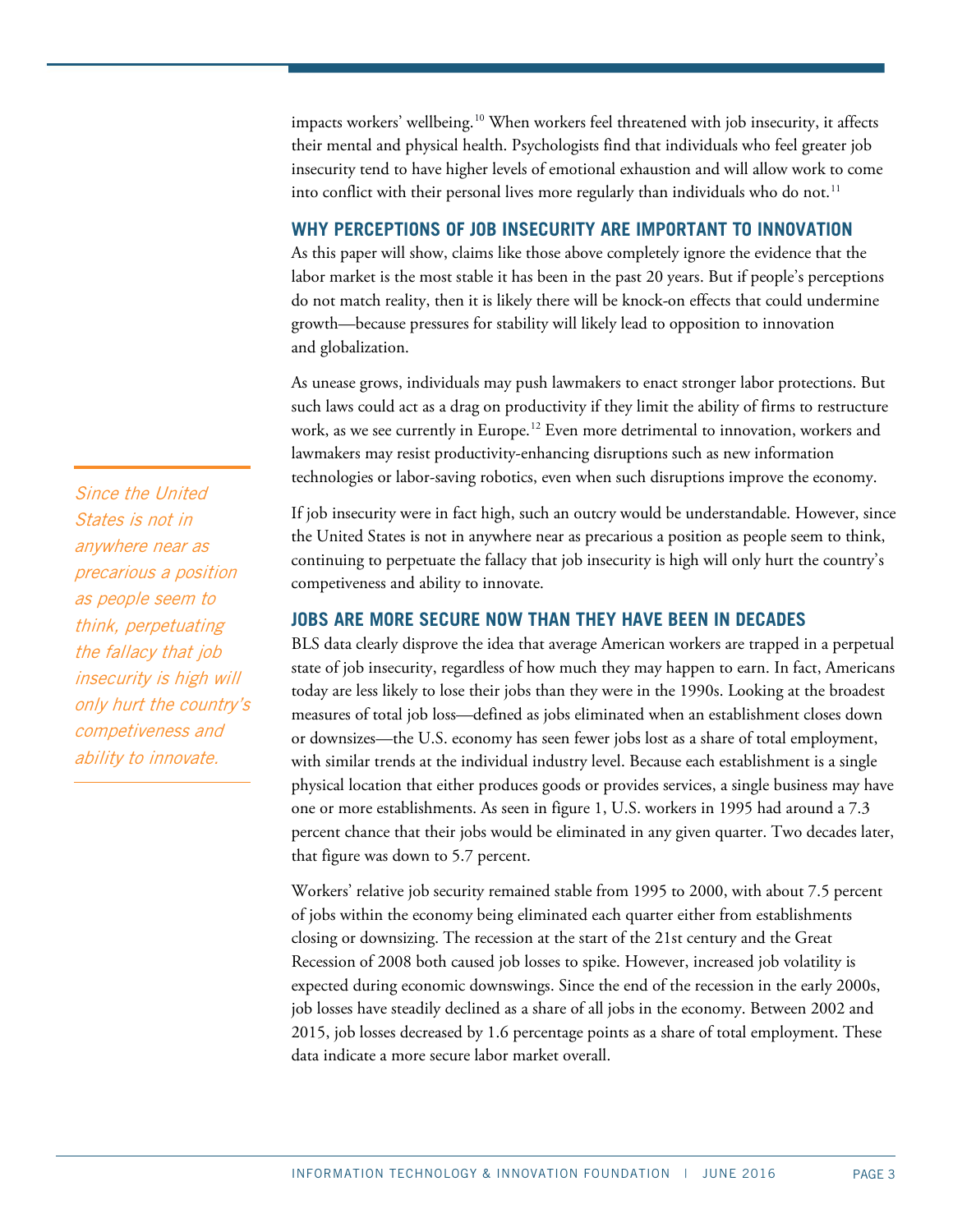impacts workers' wellbeing.[10] When workers feel threatened with job insecurity, it affects their mental and physical health. Psychologists find that individuals who feel greater job insecurity tend to have higher levels of emotional exhaustion and will allow work to come into conflict with their personal lives more regularly than individuals who do not.[11]

## WHY PERCEPTIONS OF JOB INSECURITY ARE IMPORTANT TO INNOVATION

As this paper will show, claims like those above completely ignore the evidence that the labor market is the most stable it has been in the past 20 years. But if people's perceptions do not match reality, then it is likely there will be knock-on effects that could undermine growth—because pressures for stability will likely lead to opposition to innovation and globalization.

As unease grows, individuals may push lawmakers to enact stronger labor protections. But such laws could act as a drag on productivity if they limit the ability of firms to restructure work, as we see currently in Europe.[12] Even more detrimental to innovation, workers and lawmakers may resist productivity-enhancing disruptions such as new information technologies or labor-saving robotics, even when such disruptions improve the economy.

*Since the United States is not in anywhere near as precarious a position as people seem to think, perpetuating the fallacy that job insecurity is high will only hurt the country's competiveness and ability to innovate.*

If job insecurity were in fact high, such an outcry would be understandable. However, since the United States is not in anywhere near as precarious a position as people seem to think, continuing to perpetuate the fallacy that job insecurity is high will only hurt the country's competiveness and ability to innovate.

## JOBS ARE MORE SECURE NOW THAN THEY HAVE BEEN IN DECADES

BLS data clearly disprove the idea that average American workers are trapped in a perpetual state of job insecurity, regardless of how much they may happen to earn. In fact, Americans today are less likely to lose their jobs than they were in the 1990s. Looking at the broadest measures of total job loss—defined as jobs eliminated when an establishment closes down or downsizes—the U.S. economy has seen fewer jobs lost as a share of total employment, with similar trends at the individual industry level. Because each establishment is a single physical location that either produces goods or provides services, a single business may have one or more establishments. As seen in figure 1, U.S. workers in 1995 had around a 7.3 percent chance that their jobs would be eliminated in any given quarter. Two decades later, that figure was down to 5.7 percent.

Workers' relative job security remained stable from 1995 to 2000, with about 7.5 percent of jobs within the economy being eliminated each quarter either from establishments closing or downsizing. The recession at the start of the 21st century and the Great Recession of 2008 both caused job losses to spike. However, increased job volatility is expected during economic downswings. Since the end of the recession in the early 2000s, job losses have steadily declined as a share of all jobs in the economy. Between 2002 and 2015, job losses decreased by 1.6 percentage points as a share of total employment. These data indicate a more secure labor market overall.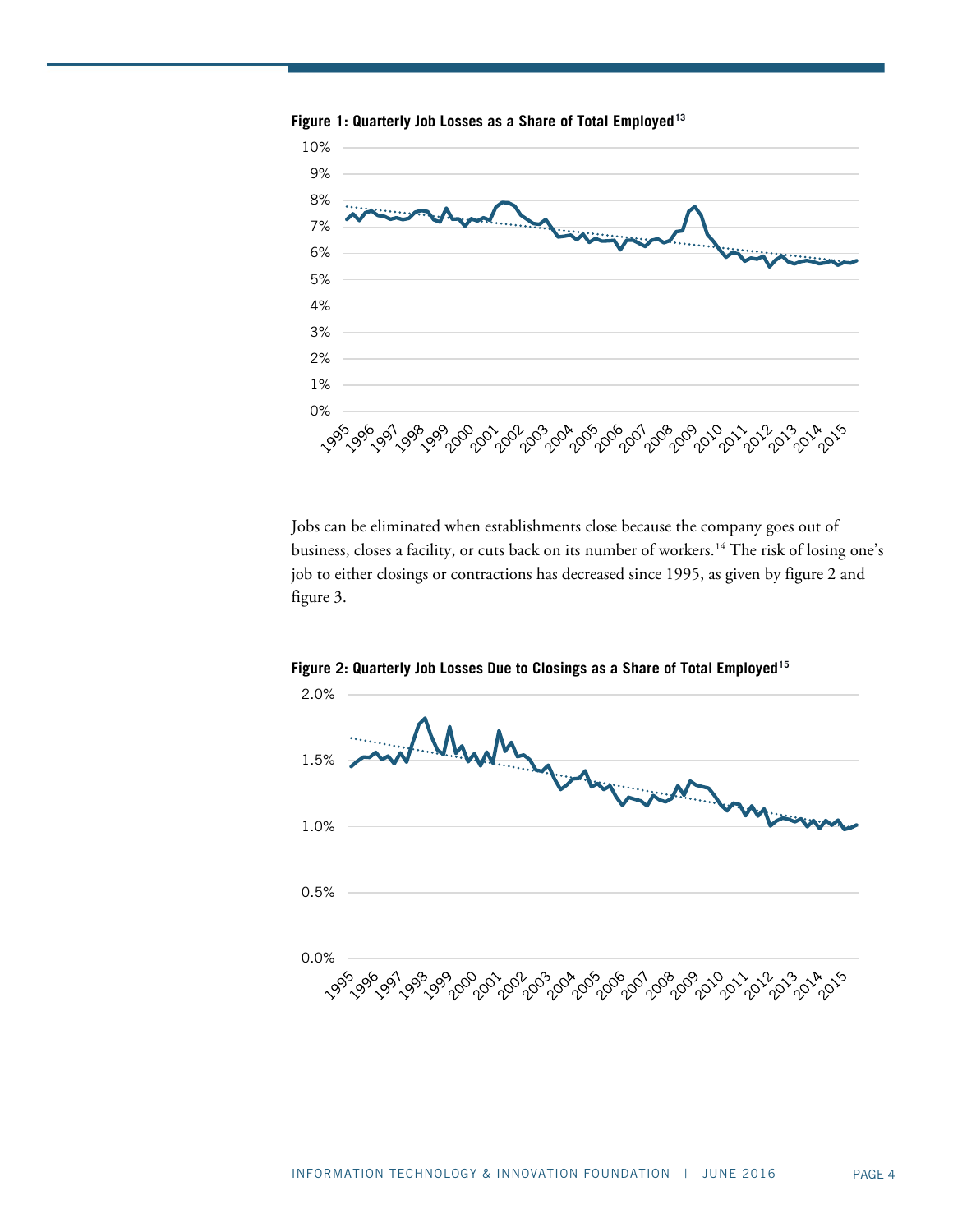**Figure 1: Quarterly Job Losses as a Share of Total Employed[13]**

Jobs can be eliminated when establishments close because the company goes out of business, closes a facility, or cuts back on its number of workers.[14] The risk of losing one's job to either closings or contractions has decreased since 1995, as given by figure 2 and figure 3.

**Figure 2: Quarterly Job Losses Due to Closings as a Share of Total Employed[15]**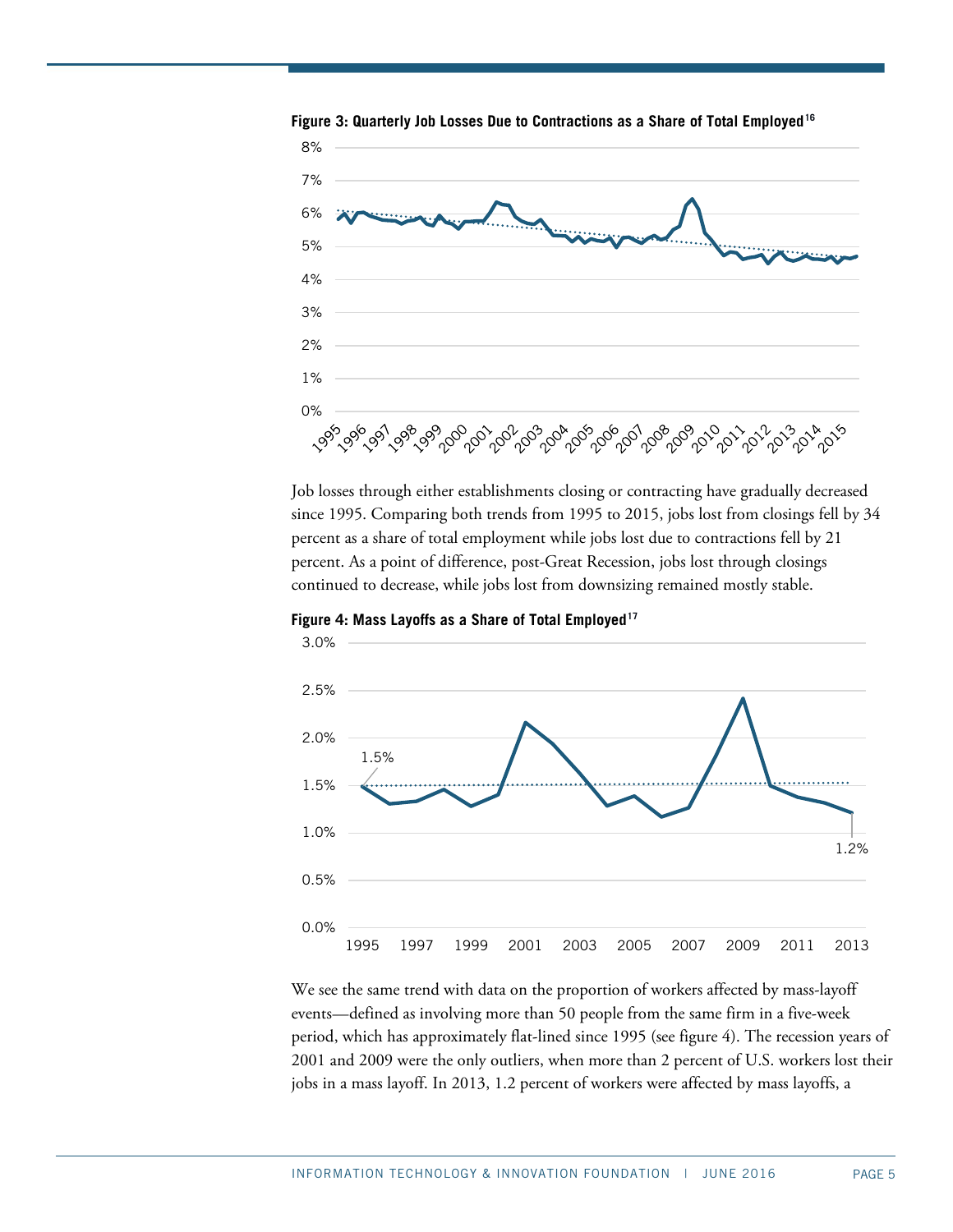**Figure 3: Quarterly Job Losses Due to Contractions as a Share of Total Employed**[16]

Job losses through either establishments closing or contracting have gradually decreased since 1995. Comparing both trends from 1995 to 2015, jobs lost from closings fell by 34 percent as a share of total employment while jobs lost due to contractions fell by 21 percent. As a point of difference, post-Great Recession, jobs lost through closings continued to decrease, while jobs lost from downsizing remained mostly stable.

**Figure 4: Mass Layoffs as a Share of Total Employed**[17]

We see the same trend with data on the proportion of workers affected by mass-layoff events—defined as involving more than 50 people from the same firm in a five-week period, which has approximately flat-lined since 1995 (see figure 4). The recession years of 2001 and 2009 were the only outliers, when more than 2 percent of U.S. workers lost their jobs in a mass layoff. In 2013, 1.2 percent of workers were affected by mass layoffs, a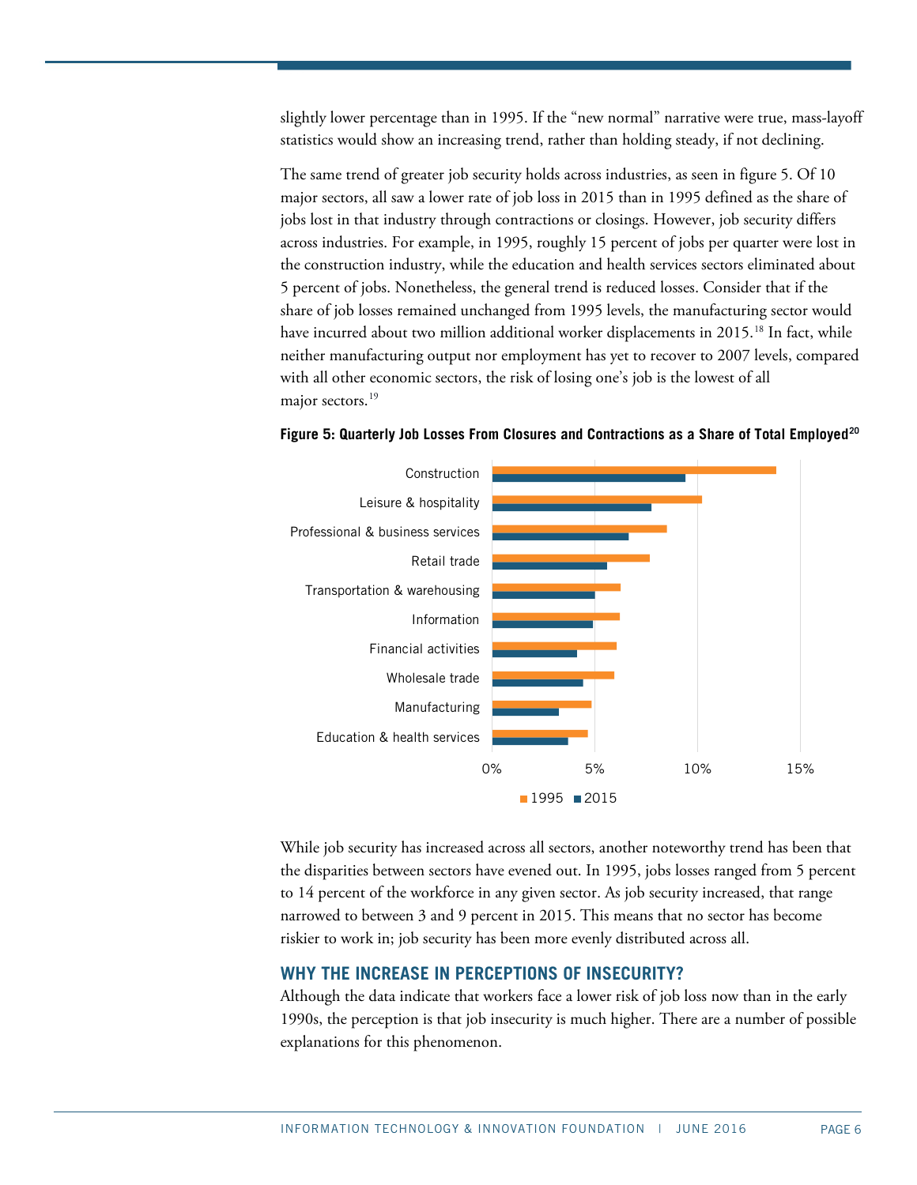slightly lower percentage than in 1995. If the "new normal" narrative were true, mass-layoff statistics would show an increasing trend, rather than holding steady, if not declining.

The same trend of greater job security holds across industries, as seen in figure 5. Of 10 major sectors, all saw a lower rate of job loss in 2015 than in 1995 defined as the share of jobs lost in that industry through contractions or closings. However, job security differs across industries. For example, in 1995, roughly 15 percent of jobs per quarter were lost in the construction industry, while the education and health services sectors eliminated about 5 percent of jobs. Nonetheless, the general trend is reduced losses. Consider that if the share of job losses remained unchanged from 1995 levels, the manufacturing sector would have incurred about two million additional worker displacements in 2015.[18] In fact, while neither manufacturing output nor employment has yet to recover to 2007 levels, compared with all other economic sectors, the risk of losing one's job is the lowest of all major sectors.[19]

**Figure 5: Quarterly Job Losses From Closures and Contractions as a Share of Total Employed[20]**

Construction, Leisure & hospitality, Professional & business services, Retail trade, Transportation & warehousing, Information, Financial activities, Wholesale trade, Manufacturing, Education & health services

0%, 5%, 10%, 15%

1995, 2015

While job security has increased across all sectors, another noteworthy trend has been that the disparities between sectors have evened out. In 1995, jobs losses ranged from 5 percent to 14 percent of the workforce in any given sector. As job security increased, that range narrowed to between 3 and 9 percent in 2015. This means that no sector has become riskier to work in; job security has been more evenly distributed across all.

## WHY THE INCREASE IN PERCEPTIONS OF INSECURITY?

Although the data indicate that workers face a lower risk of job loss now than in the early 1990s, the perception is that job insecurity is much higher. There are a number of possible explanations for this phenomenon.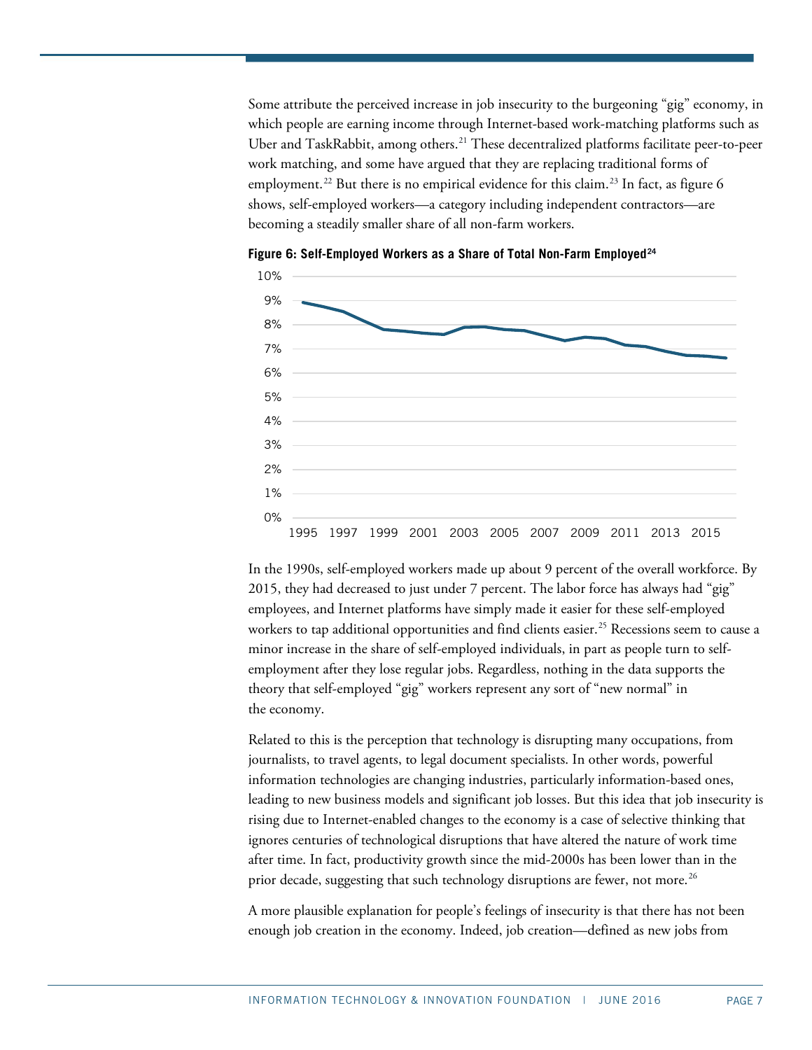Some attribute the perceived increase in job insecurity to the burgeoning "gig" economy, in which people are earning income through Internet-based work-matching platforms such as Uber and TaskRabbit, among others.[21] These decentralized platforms facilitate peer-to-peer work matching, and some have argued that they are replacing traditional forms of employment.[22] But there is no empirical evidence for this claim.[23] In fact, as figure 6 shows, self-employed workers—a category including independent contractors—are becoming a steadily smaller share of all non-farm workers.

**Figure 6: Self-Employed Workers as a Share of Total Non-Farm Employed[24]**

In the 1990s, self-employed workers made up about 9 percent of the overall workforce. By 2015, they had decreased to just under 7 percent. The labor force has always had "gig" employees, and Internet platforms have simply made it easier for these self-employed workers to tap additional opportunities and find clients easier.[25] Recessions seem to cause a minor increase in the share of self-employed individuals, in part as people turn to self-employment after they lose regular jobs. Regardless, nothing in the data supports the theory that self-employed "gig" workers represent any sort of "new normal" in the economy.

Related to this is the perception that technology is disrupting many occupations, from journalists, to travel agents, to legal document specialists. In other words, powerful information technologies are changing industries, particularly information-based ones, leading to new business models and significant job losses. But this idea that job insecurity is rising due to Internet-enabled changes to the economy is a case of selective thinking that ignores centuries of technological disruptions that have altered the nature of work time after time. In fact, productivity growth since the mid-2000s has been lower than in the prior decade, suggesting that such technology disruptions are fewer, not more.[26]

A more plausible explanation for people's feelings of insecurity is that there has not been enough job creation in the economy. Indeed, job creation—defined as new jobs from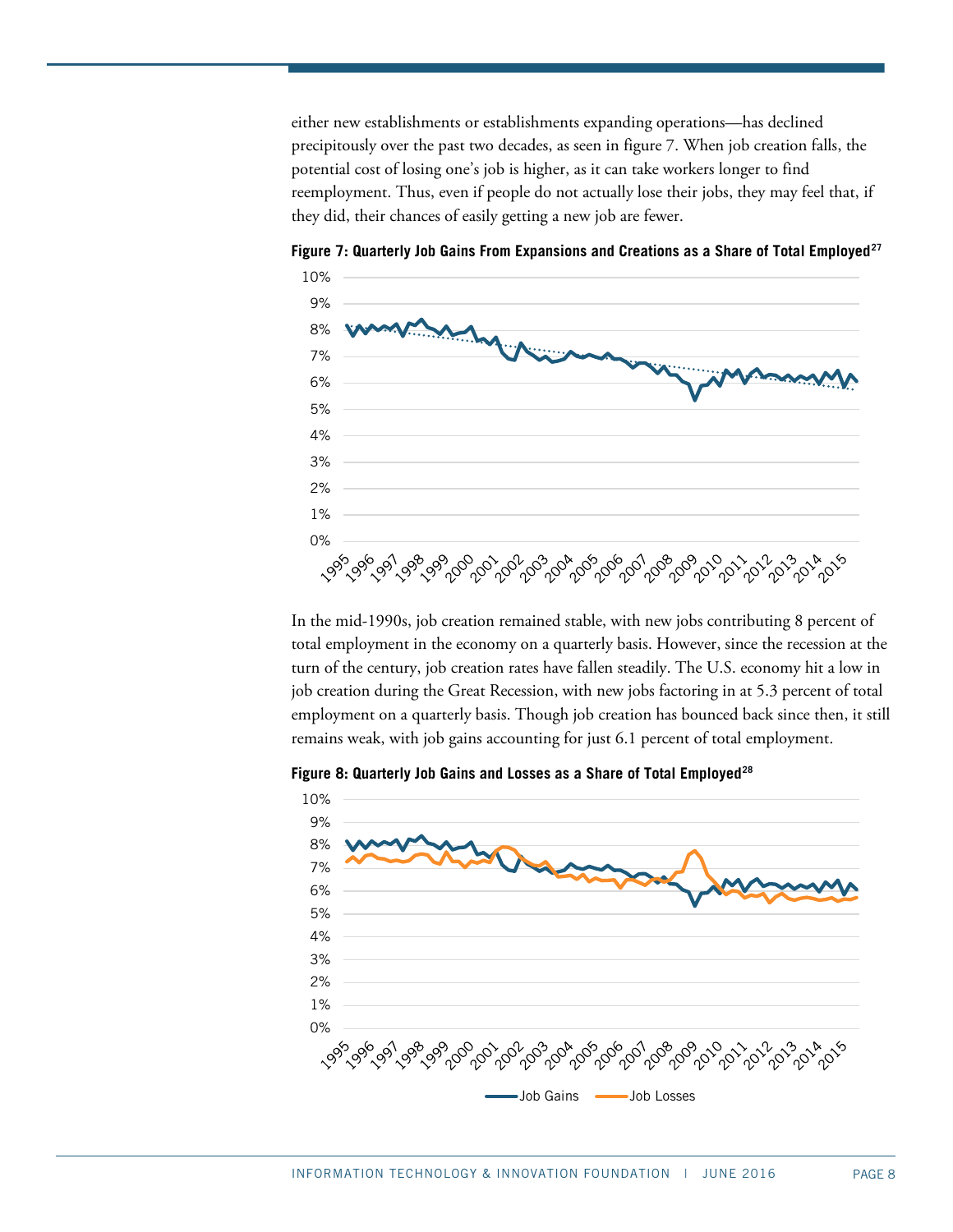either new establishments or establishments expanding operations—has declined precipitously over the past two decades, as seen in figure 7. When job creation falls, the potential cost of losing one's job is higher, as it can take workers longer to find reemployment. Thus, even if people do not actually lose their jobs, they may feel that, if they did, their chances of easily getting a new job are fewer.

**Figure 7: Quarterly Job Gains From Expansions and Creations as a Share of Total Employed[27]**

In the mid-1990s, job creation remained stable, with new jobs contributing 8 percent of total employment in the economy on a quarterly basis. However, since the recession at the turn of the century, job creation rates have fallen steadily. The U.S. economy hit a low in job creation during the Great Recession, with new jobs factoring in at 5.3 percent of total employment on a quarterly basis. Though job creation has bounced back since then, it still remains weak, with job gains accounting for just 6.1 percent of total employment.

**Figure 8: Quarterly Job Gains and Losses as a Share of Total Employed[28]**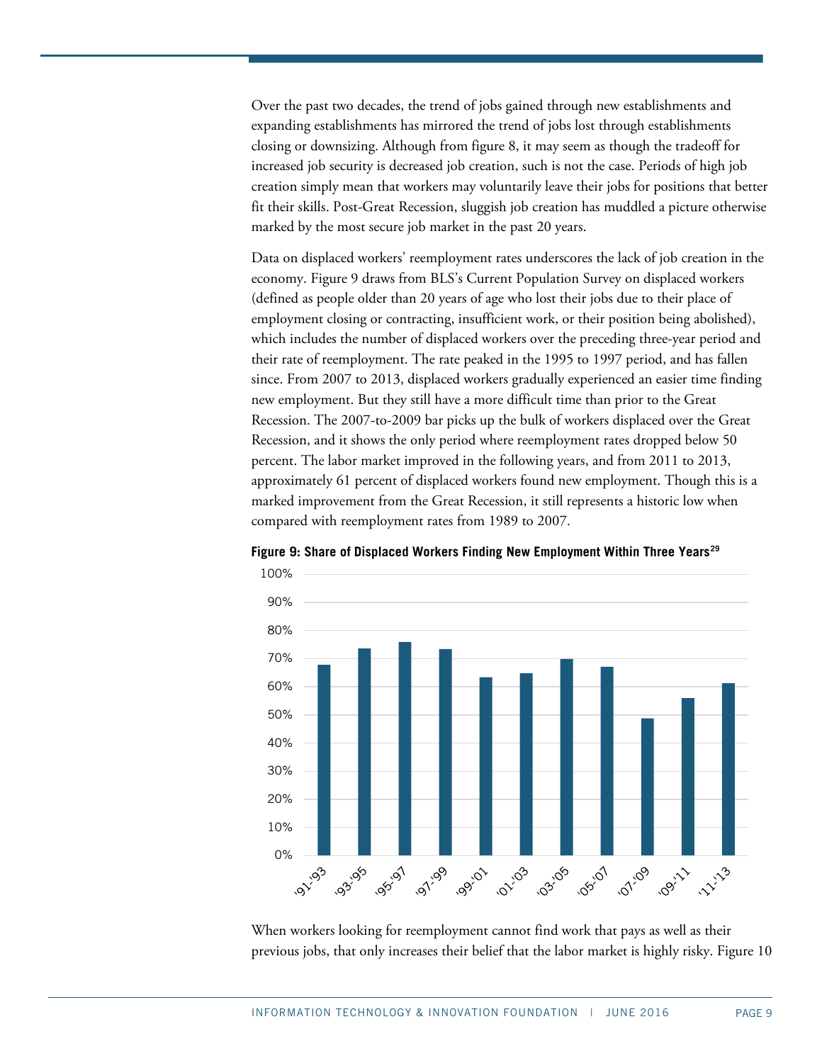Over the past two decades, the trend of jobs gained through new establishments and expanding establishments has mirrored the trend of jobs lost through establishments closing or downsizing. Although from figure 8, it may seem as though the tradeoff for increased job security is decreased job creation, such is not the case. Periods of high job creation simply mean that workers may voluntarily leave their jobs for positions that better fit their skills. Post-Great Recession, sluggish job creation has muddled a picture otherwise marked by the most secure job market in the past 20 years.

Data on displaced workers' reemployment rates underscores the lack of job creation in the economy. Figure 9 draws from BLS's Current Population Survey on displaced workers (defined as people older than 20 years of age who lost their jobs due to their place of employment closing or contracting, insufficient work, or their position being abolished), which includes the number of displaced workers over the preceding three-year period and their rate of reemployment. The rate peaked in the 1995 to 1997 period, and has fallen since. From 2007 to 2013, displaced workers gradually experienced an easier time finding new employment. But they still have a more difficult time than prior to the Great Recession. The 2007-to-2009 bar picks up the bulk of workers displaced over the Great Recession, and it shows the only period where reemployment rates dropped below 50 percent. The labor market improved in the following years, and from 2011 to 2013, approximately 61 percent of displaced workers found new employment. Though this is a marked improvement from the Great Recession, it still represents a historic low when compared with reemployment rates from 1989 to 2007.

**Figure 9: Share of Displaced Workers Finding New Employment Within Three Years[29]**

When workers looking for reemployment cannot find work that pays as well as their previous jobs, that only increases their belief that the labor market is highly risky. Figure 10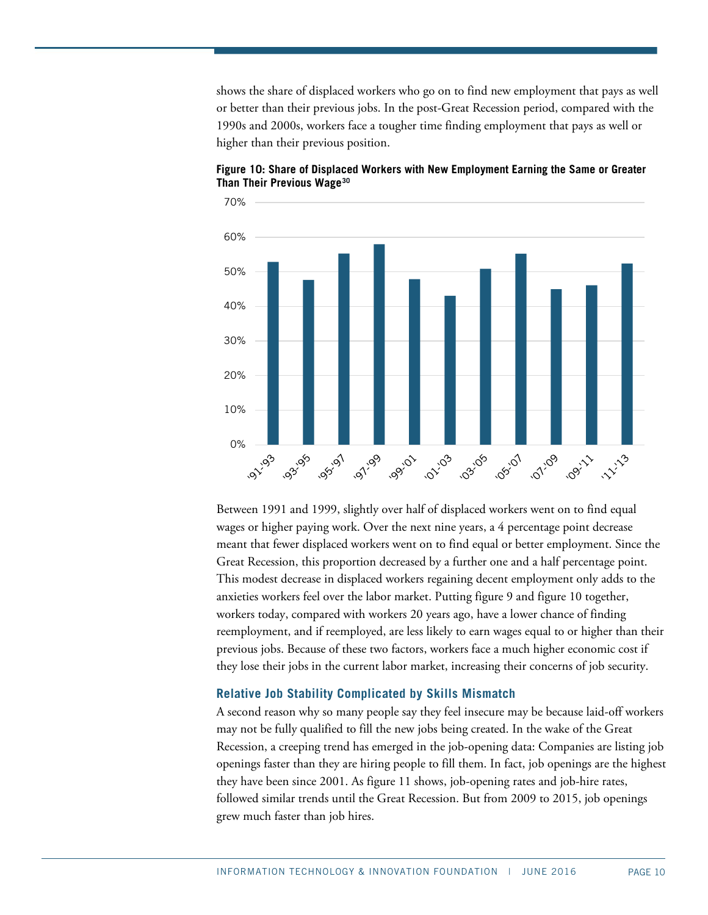shows the share of displaced workers who go on to find new employment that pays as well or better than their previous jobs. In the post-Great Recession period, compared with the 1990s and 2000s, workers face a tougher time finding employment that pays as well or higher than their previous position.

**Figure 10: Share of Displaced Workers with New Employment Earning the Same or Greater Than Their Previous Wage[30]**

Between 1991 and 1999, slightly over half of displaced workers went on to find equal wages or higher paying work. Over the next nine years, a 4 percentage point decrease meant that fewer displaced workers went on to find equal or better employment. Since the Great Recession, this proportion decreased by a further one and a half percentage point. This modest decrease in displaced workers regaining decent employment only adds to the anxieties workers feel over the labor market. Putting figure 9 and figure 10 together, workers today, compared with workers 20 years ago, have a lower chance of finding reemployment, and if reemployed, are less likely to earn wages equal to or higher than their previous jobs. Because of these two factors, workers face a much higher economic cost if they lose their jobs in the current labor market, increasing their concerns of job security.

### Relative Job Stability Complicated by Skills Mismatch

A second reason why so many people say they feel insecure may be because laid-off workers may not be fully qualified to fill the new jobs being created. In the wake of the Great Recession, a creeping trend has emerged in the job-opening data: Companies are listing job openings faster than they are hiring people to fill them. In fact, job openings are the highest they have been since 2001. As figure 11 shows, job-opening rates and job-hire rates, followed similar trends until the Great Recession. But from 2009 to 2015, job openings grew much faster than job hires.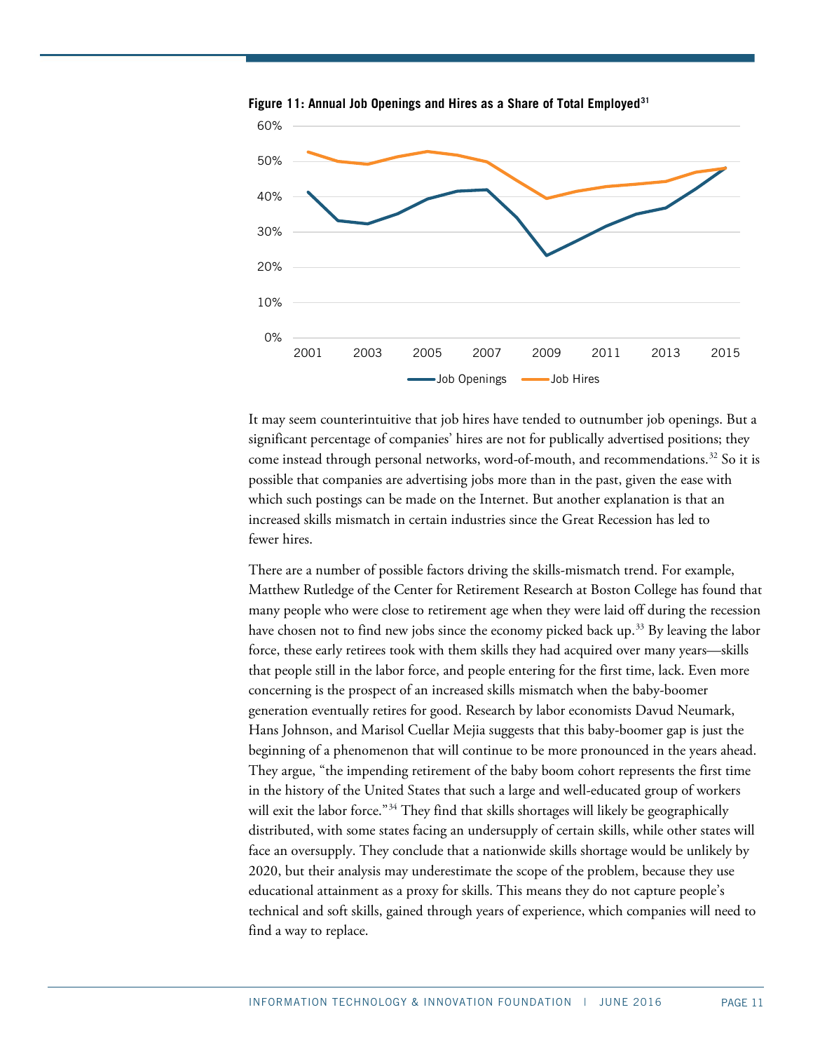**Figure 11: Annual Job Openings and Hires as a Share of Total Employed**[31]

It may seem counterintuitive that job hires have tended to outnumber job openings. But a significant percentage of companies' hires are not for publically advertised positions; they come instead through personal networks, word-of-mouth, and recommendations.[32] So it is possible that companies are advertising jobs more than in the past, given the ease with which such postings can be made on the Internet. But another explanation is that an increased skills mismatch in certain industries since the Great Recession has led to fewer hires.

There are a number of possible factors driving the skills-mismatch trend. For example, Matthew Rutledge of the Center for Retirement Research at Boston College has found that many people who were close to retirement age when they were laid off during the recession have chosen not to find new jobs since the economy picked back up.[33] By leaving the labor force, these early retirees took with them skills they had acquired over many years—skills that people still in the labor force, and people entering for the first time, lack. Even more concerning is the prospect of an increased skills mismatch when the baby-boomer generation eventually retires for good. Research by labor economists Davud Neumark, Hans Johnson, and Marisol Cuellar Mejia suggests that this baby-boomer gap is just the beginning of a phenomenon that will continue to be more pronounced in the years ahead. They argue, "the impending retirement of the baby boom cohort represents the first time in the history of the United States that such a large and well-educated group of workers will exit the labor force."[34] They find that skills shortages will likely be geographically distributed, with some states facing an undersupply of certain skills, while other states will face an oversupply. They conclude that a nationwide skills shortage would be unlikely by 2020, but their analysis may underestimate the scope of the problem, because they use educational attainment as a proxy for skills. This means they do not capture people's technical and soft skills, gained through years of experience, which companies will need to find a way to replace.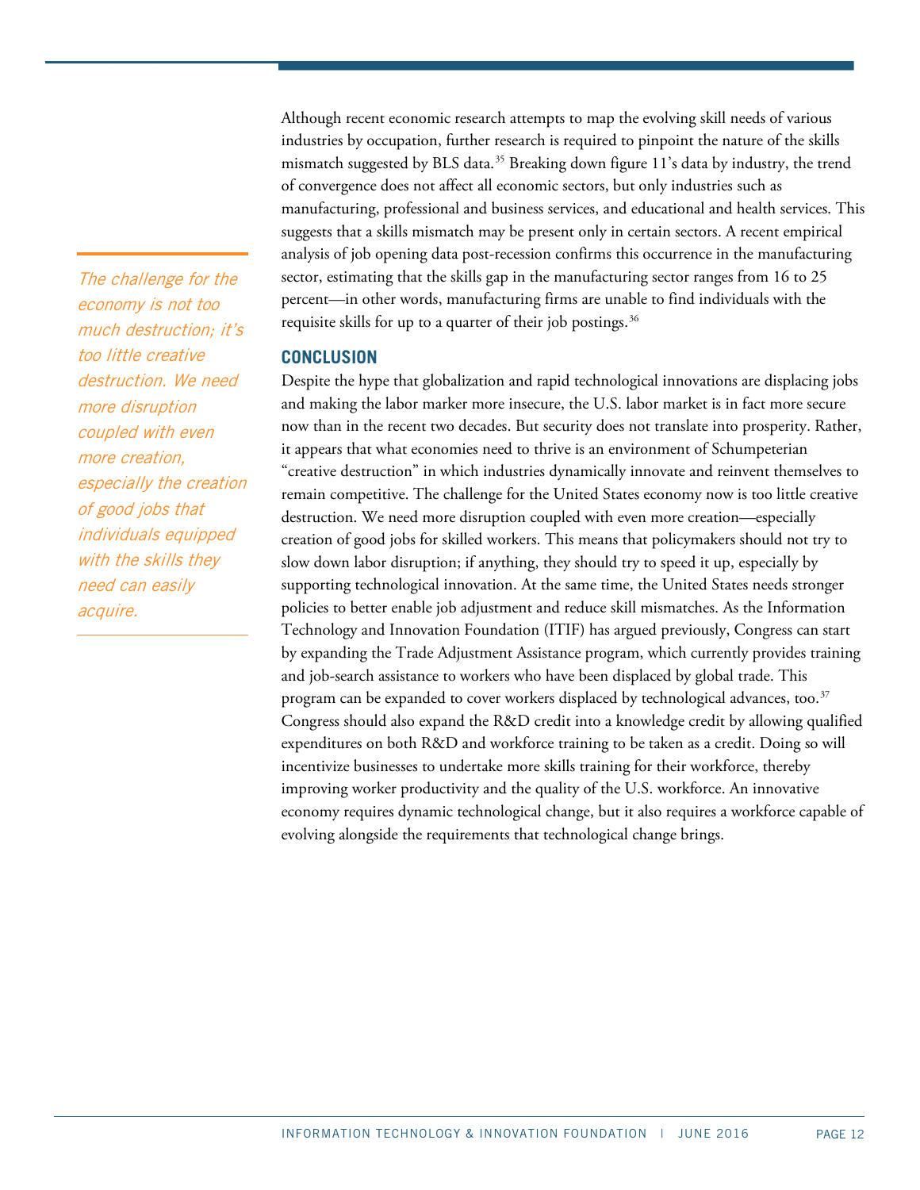Although recent economic research attempts to map the evolving skill needs of various industries by occupation, further research is required to pinpoint the nature of the skills mismatch suggested by BLS data.[35] Breaking down figure 11's data by industry, the trend of convergence does not affect all economic sectors, but only industries such as manufacturing, professional and business services, and educational and health services. This suggests that a skills mismatch may be present only in certain sectors. A recent empirical analysis of job opening data post-recession confirms this occurrence in the manufacturing sector, estimating that the skills gap in the manufacturing sector ranges from 16 to 25 percent—in other words, manufacturing firms are unable to find individuals with the requisite skills for up to a quarter of their job postings.[36]

*The challenge for the economy is not too much destruction; it's too little creative destruction. We need more disruption coupled with even more creation, especially the creation of good jobs that individuals equipped with the skills they need can easily acquire.*

## CONCLUSION

Despite the hype that globalization and rapid technological innovations are displacing jobs and making the labor marker more insecure, the U.S. labor market is in fact more secure now than in the recent two decades. But security does not translate into prosperity. Rather, it appears that what economies need to thrive is an environment of Schumpeterian "creative destruction" in which industries dynamically innovate and reinvent themselves to remain competitive. The challenge for the United States economy now is too little creative destruction. We need more disruption coupled with even more creation—especially creation of good jobs for skilled workers. This means that policymakers should not try to slow down labor disruption; if anything, they should try to speed it up, especially by supporting technological innovation. At the same time, the United States needs stronger policies to better enable job adjustment and reduce skill mismatches. As the Information Technology and Innovation Foundation (ITIF) has argued previously, Congress can start by expanding the Trade Adjustment Assistance program, which currently provides training and job-search assistance to workers who have been displaced by global trade. This program can be expanded to cover workers displaced by technological advances, too.[37] Congress should also expand the R&D credit into a knowledge credit by allowing qualified expenditures on both R&D and workforce training to be taken as a credit. Doing so will incentivize businesses to undertake more skills training for their workforce, thereby improving worker productivity and the quality of the U.S. workforce. An innovative economy requires dynamic technological change, but it also requires a workforce capable of evolving alongside the requirements that technological change brings.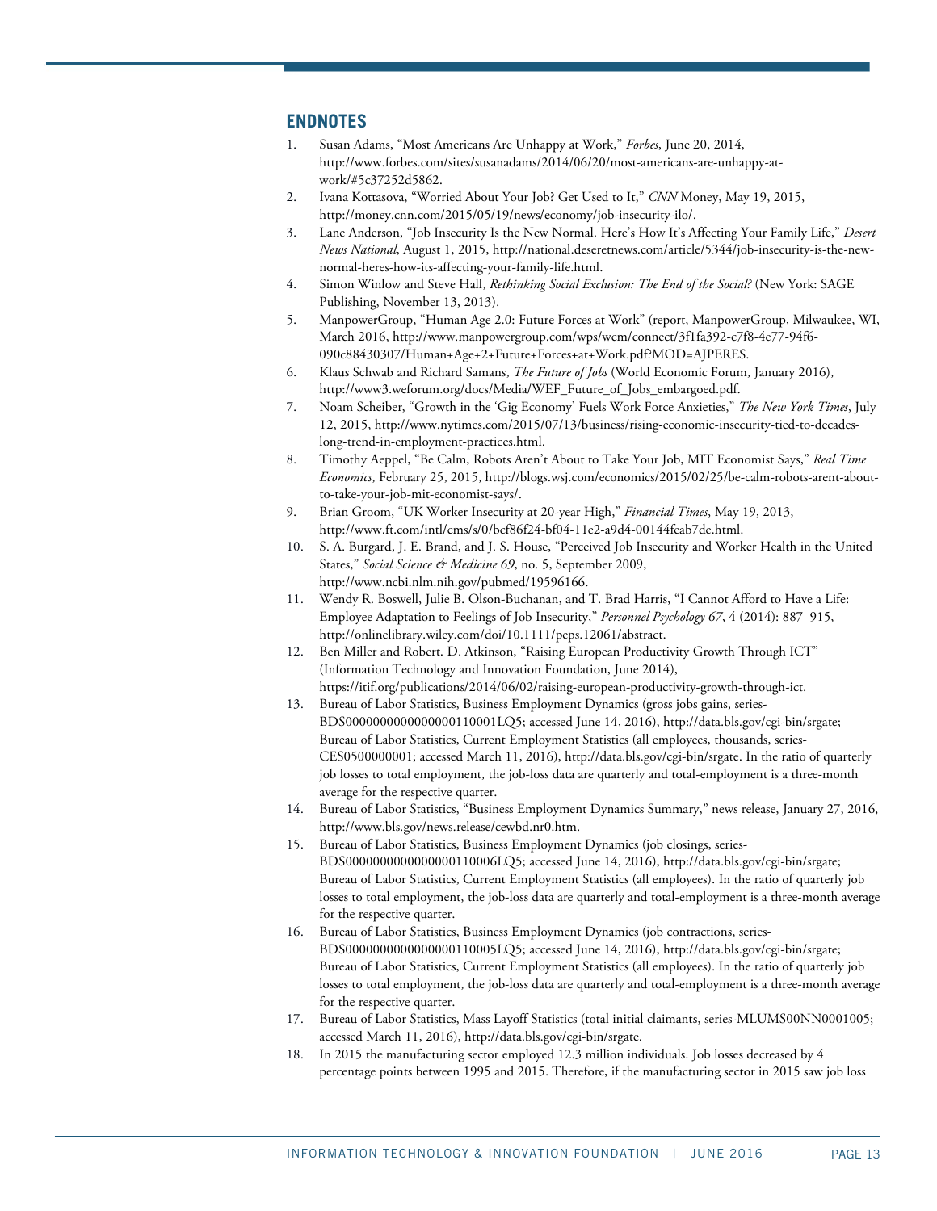## ENDNOTES

1. Susan Adams, "Most Americans Are Unhappy at Work," *Forbes*, June 20, 2014, http://www.forbes.com/sites/susanadams/2014/06/20/most-americans-are-unhappy-at-work/#5c37252d5862.
2. Ivana Kottasova, "Worried About Your Job? Get Used to It," *CNN* Money, May 19, 2015, http://money.cnn.com/2015/05/19/news/economy/job-insecurity-ilo/.
3. Lane Anderson, "Job Insecurity Is the New Normal. Here's How It's Affecting Your Family Life," *Desert News National*, August 1, 2015, http://national.deseretnews.com/article/5344/job-insecurity-is-the-new-normal-heres-how-its-affecting-your-family-life.html.
4. Simon Winlow and Steve Hall, *Rethinking Social Exclusion: The End of the Social?* (New York: SAGE Publishing, November 13, 2013).
5. ManpowerGroup, "Human Age 2.0: Future Forces at Work" (report, ManpowerGroup, Milwaukee, WI, March 2016, http://www.manpowergroup.com/wps/wcm/connect/3f1fa392-c7f8-4e77-94f6-090c88430307/Human+Age+2+Future+Forces+at+Work.pdf?MOD=AJPERES.
6. Klaus Schwab and Richard Samans, *The Future of Jobs* (World Economic Forum, January 2016), http://www3.weforum.org/docs/Media/WEF_Future_of_Jobs_embargoed.pdf.
7. Noam Scheiber, "Growth in the 'Gig Economy' Fuels Work Force Anxieties," *The New York Times*, July 12, 2015, http://www.nytimes.com/2015/07/13/business/rising-economic-insecurity-tied-to-decades-long-trend-in-employment-practices.html.
8. Timothy Aeppel, "Be Calm, Robots Aren't About to Take Your Job, MIT Economist Says," *Real Time Economics*, February 25, 2015, http://blogs.wsj.com/economics/2015/02/25/be-calm-robots-arent-about-to-take-your-job-mit-economist-says/.
9. Brian Groom, "UK Worker Insecurity at 20-year High," *Financial Times*, May 19, 2013, http://www.ft.com/intl/cms/s/0/bcf86f24-bf04-11e2-a9d4-00144feab7de.html.
10. S. A. Burgard, J. E. Brand, and J. S. House, "Perceived Job Insecurity and Worker Health in the United States," *Social Science & Medicine 69*, no. 5, September 2009, http://www.ncbi.nlm.nih.gov/pubmed/19596166.
11. Wendy R. Boswell, Julie B. Olson-Buchanan, and T. Brad Harris, "I Cannot Afford to Have a Life: Employee Adaptation to Feelings of Job Insecurity," *Personnel Psychology 67*, 4 (2014): 887–915, http://onlinelibrary.wiley.com/doi/10.1111/peps.12061/abstract.
12. Ben Miller and Robert. D. Atkinson, "Raising European Productivity Growth Through ICT" (Information Technology and Innovation Foundation, June 2014), https://itif.org/publications/2014/06/02/raising-european-productivity-growth-through-ict.
13. Bureau of Labor Statistics, Business Employment Dynamics (gross jobs gains, series-BDS0000000000000000110001LQ5; accessed June 14, 2016), http://data.bls.gov/cgi-bin/srgate; Bureau of Labor Statistics, Current Employment Statistics (all employees, thousands, series-CES0500000001; accessed March 11, 2016), http://data.bls.gov/cgi-bin/srgate. In the ratio of quarterly job losses to total employment, the job-loss data are quarterly and total-employment is a three-month average for the respective quarter.
14. Bureau of Labor Statistics, "Business Employment Dynamics Summary," news release, January 27, 2016, http://www.bls.gov/news.release/cewbd.nr0.htm.
15. Bureau of Labor Statistics, Business Employment Dynamics (job closings, series-BDS0000000000000000110006LQ5; accessed June 14, 2016), http://data.bls.gov/cgi-bin/srgate; Bureau of Labor Statistics, Current Employment Statistics (all employees). In the ratio of quarterly job losses to total employment, the job-loss data are quarterly and total-employment is a three-month average for the respective quarter.
16. Bureau of Labor Statistics, Business Employment Dynamics (job contractions, series-BDS0000000000000000110005LQ5; accessed June 14, 2016), http://data.bls.gov/cgi-bin/srgate; Bureau of Labor Statistics, Current Employment Statistics (all employees). In the ratio of quarterly job losses to total employment, the job-loss data are quarterly and total-employment is a three-month average for the respective quarter.
17. Bureau of Labor Statistics, Mass Layoff Statistics (total initial claimants, series-MLUMS00NN0001005; accessed March 11, 2016), http://data.bls.gov/cgi-bin/srgate.
18. In 2015 the manufacturing sector employed 12.3 million individuals. Job losses decreased by 4 percentage points between 1995 and 2015. Therefore, if the manufacturing sector in 2015 saw job loss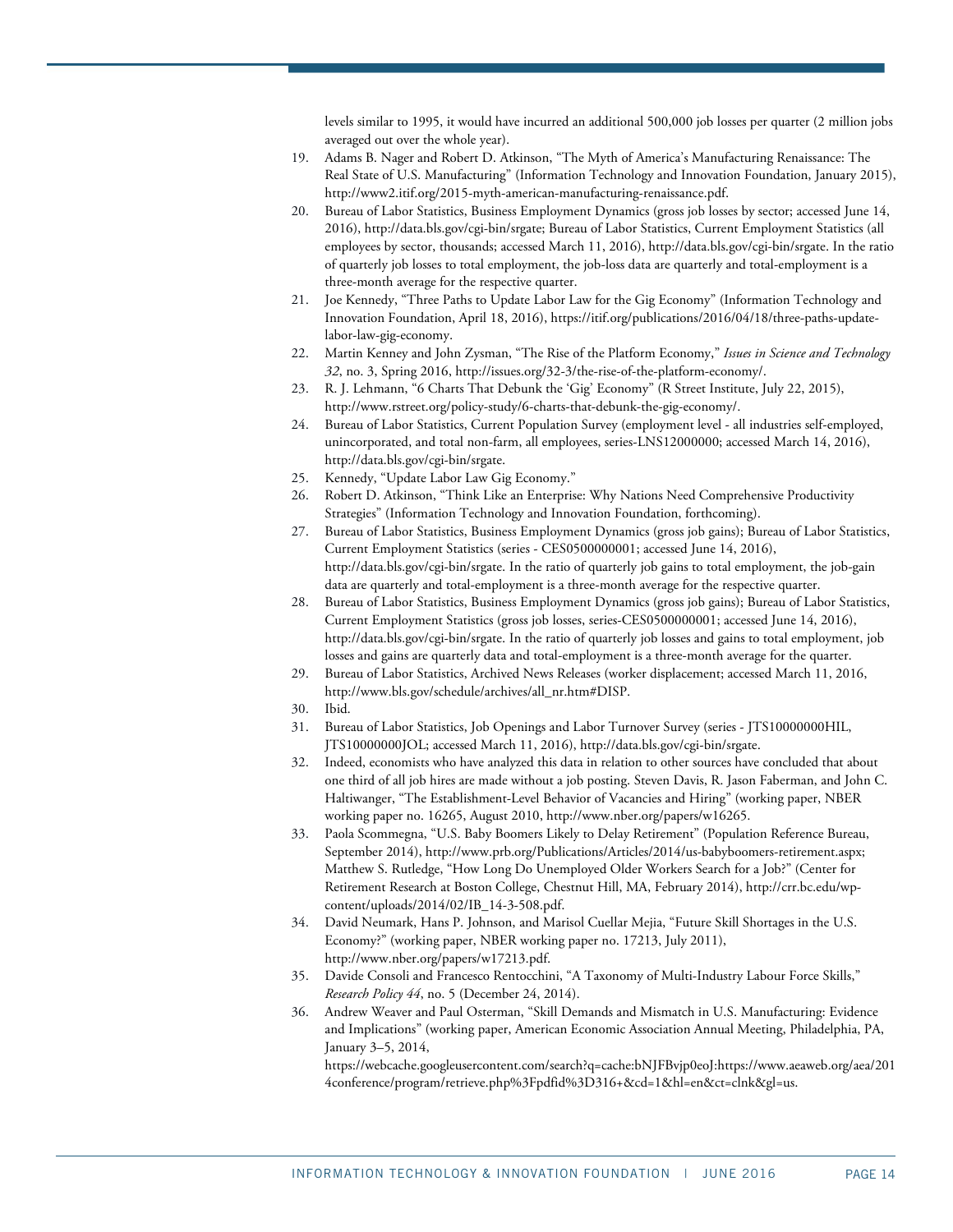levels similar to 1995, it would have incurred an additional 500,000 job losses per quarter (2 million jobs averaged out over the whole year).

19. Adams B. Nager and Robert D. Atkinson, "The Myth of America's Manufacturing Renaissance: The Real State of U.S. Manufacturing" (Information Technology and Innovation Foundation, January 2015), http://www2.itif.org/2015-myth-american-manufacturing-renaissance.pdf.
20. Bureau of Labor Statistics, Business Employment Dynamics (gross job losses by sector; accessed June 14, 2016), http://data.bls.gov/cgi-bin/srgate; Bureau of Labor Statistics, Current Employment Statistics (all employees by sector, thousands; accessed March 11, 2016), http://data.bls.gov/cgi-bin/srgate. In the ratio of quarterly job losses to total employment, the job-loss data are quarterly and total-employment is a three-month average for the respective quarter.
21. Joe Kennedy, "Three Paths to Update Labor Law for the Gig Economy" (Information Technology and Innovation Foundation, April 18, 2016), https://itif.org/publications/2016/04/18/three-paths-update-labor-law-gig-economy.
22. Martin Kenney and John Zysman, "The Rise of the Platform Economy," *Issues in Science and Technology 32*, no. 3, Spring 2016, http://issues.org/32-3/the-rise-of-the-platform-economy/.
23. R. J. Lehmann, "6 Charts That Debunk the 'Gig' Economy" (R Street Institute, July 22, 2015), http://www.rstreet.org/policy-study/6-charts-that-debunk-the-gig-economy/.
24. Bureau of Labor Statistics, Current Population Survey (employment level - all industries self-employed, unincorporated, and total non-farm, all employees, series-LNS12000000; accessed March 14, 2016), http://data.bls.gov/cgi-bin/srgate.
25. Kennedy, "Update Labor Law Gig Economy."
26. Robert D. Atkinson, "Think Like an Enterprise: Why Nations Need Comprehensive Productivity Strategies" (Information Technology and Innovation Foundation, forthcoming).
27. Bureau of Labor Statistics, Business Employment Dynamics (gross job gains); Bureau of Labor Statistics, Current Employment Statistics (series - CES0500000001; accessed June 14, 2016), http://data.bls.gov/cgi-bin/srgate. In the ratio of quarterly job gains to total employment, the job-gain data are quarterly and total-employment is a three-month average for the respective quarter.
28. Bureau of Labor Statistics, Business Employment Dynamics (gross job gains); Bureau of Labor Statistics, Current Employment Statistics (gross job losses, series-CES0500000001; accessed June 14, 2016), http://data.bls.gov/cgi-bin/srgate. In the ratio of quarterly job losses and gains to total employment, job losses and gains are quarterly data and total-employment is a three-month average for the quarter.
29. Bureau of Labor Statistics, Archived News Releases (worker displacement; accessed March 11, 2016, http://www.bls.gov/schedule/archives/all_nr.htm#DISP.
30. Ibid.
31. Bureau of Labor Statistics, Job Openings and Labor Turnover Survey (series - JTS10000000HIL, JTS10000000JOL; accessed March 11, 2016), http://data.bls.gov/cgi-bin/srgate.
32. Indeed, economists who have analyzed this data in relation to other sources have concluded that about one third of all job hires are made without a job posting. Steven Davis, R. Jason Faberman, and John C. Haltiwanger, "The Establishment-Level Behavior of Vacancies and Hiring" (working paper, NBER working paper no. 16265, August 2010, http://www.nber.org/papers/w16265.
33. Paola Scommegna, "U.S. Baby Boomers Likely to Delay Retirement" (Population Reference Bureau, September 2014), http://www.prb.org/Publications/Articles/2014/us-babyboomers-retirement.aspx; Matthew S. Rutledge, "How Long Do Unemployed Older Workers Search for a Job?" (Center for Retirement Research at Boston College, Chestnut Hill, MA, February 2014), http://crr.bc.edu/wp-content/uploads/2014/02/IB_14-3-508.pdf.
34. David Neumark, Hans P. Johnson, and Marisol Cuellar Mejia, "Future Skill Shortages in the U.S. Economy?" (working paper, NBER working paper no. 17213, July 2011), http://www.nber.org/papers/w17213.pdf.
35. Davide Consoli and Francesco Rentocchini, "A Taxonomy of Multi-Industry Labour Force Skills," *Research Policy 44*, no. 5 (December 24, 2014).
36. Andrew Weaver and Paul Osterman, "Skill Demands and Mismatch in U.S. Manufacturing: Evidence and Implications" (working paper, American Economic Association Annual Meeting, Philadelphia, PA, January 3–5, 2014, https://webcache.googleusercontent.com/search?q=cache:bNJFBvjp0eoJ:https://www.aeaweb.org/aea/2014conference/program/retrieve.php%3Fpdfid%3D316+&cd=1&hl=en&ct=clnk&gl=us.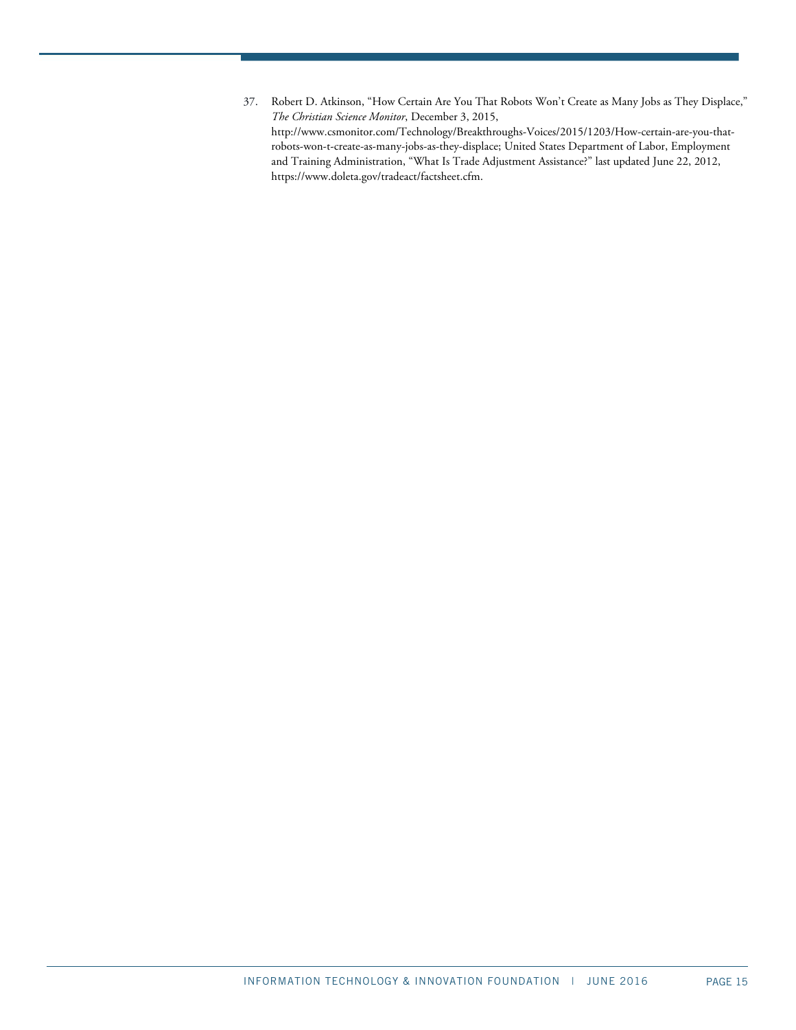37. Robert D. Atkinson, "How Certain Are You That Robots Won't Create as Many Jobs as They Displace," *The Christian Science Monitor*, December 3, 2015, http://www.csmonitor.com/Technology/Breakthroughs-Voices/2015/1203/How-certain-are-you-that-robots-won-t-create-as-many-jobs-as-they-displace; United States Department of Labor, Employment and Training Administration, "What Is Trade Adjustment Assistance?" last updated June 22, 2012, https://www.doleta.gov/tradeact/factsheet.cfm.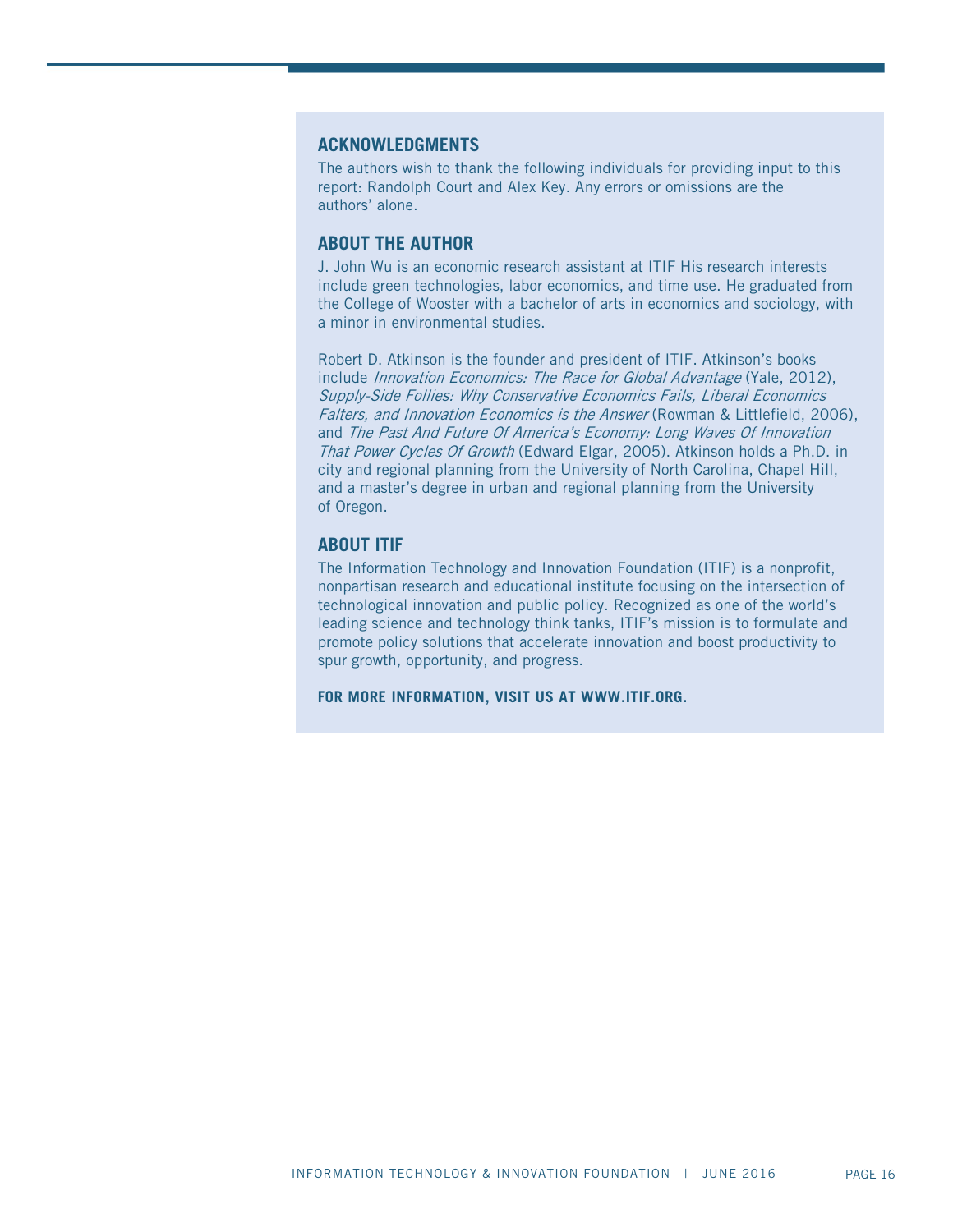## ACKNOWLEDGMENTS

The authors wish to thank the following individuals for providing input to this report: Randolph Court and Alex Key. Any errors or omissions are the authors' alone.

## ABOUT THE AUTHOR

J. John Wu is an economic research assistant at ITIF His research interests include green technologies, labor economics, and time use. He graduated from the College of Wooster with a bachelor of arts in economics and sociology, with a minor in environmental studies.

Robert D. Atkinson is the founder and president of ITIF. Atkinson's books include *Innovation Economics: The Race for Global Advantage* (Yale, 2012), *Supply-Side Follies: Why Conservative Economics Fails, Liberal Economics Falters, and Innovation Economics is the Answer* (Rowman & Littlefield, 2006), and *The Past And Future Of America's Economy: Long Waves Of Innovation That Power Cycles Of Growth* (Edward Elgar, 2005). Atkinson holds a Ph.D. in city and regional planning from the University of North Carolina, Chapel Hill, and a master's degree in urban and regional planning from the University of Oregon.

## ABOUT ITIF

The Information Technology and Innovation Foundation (ITIF) is a nonprofit, nonpartisan research and educational institute focusing on the intersection of technological innovation and public policy. Recognized as one of the world's leading science and technology think tanks, ITIF's mission is to formulate and promote policy solutions that accelerate innovation and boost productivity to spur growth, opportunity, and progress.

**FOR MORE INFORMATION, VISIT US AT WWW.ITIF.ORG.**